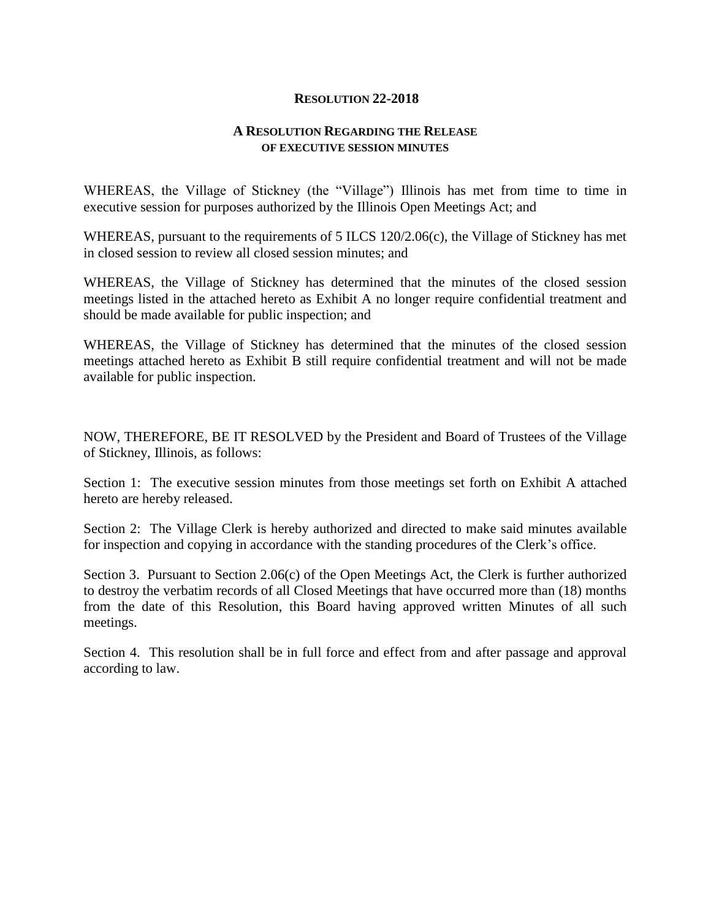**RESOLUTION 22-2018**

**A RESOLUTION REGARDING THE RELEASE OF EXECUTIVE SESSION MINUTES**

WHEREAS, the Village of Stickney (the "Village") Illinois has met from time to time in executive session for purposes authorized by the Illinois Open Meetings Act; and

WHEREAS, pursuant to the requirements of 5 ILCS 120/2.06(c), the Village of Stickney has met in closed session to review all closed session minutes; and

WHEREAS, the Village of Stickney has determined that the minutes of the closed session meetings listed in the attached hereto as Exhibit A no longer require confidential treatment and should be made available for public inspection; and

WHEREAS, the Village of Stickney has determined that the minutes of the closed session meetings attached hereto as Exhibit B still require confidential treatment and will not be made available for public inspection.

NOW, THEREFORE, BE IT RESOLVED by the President and Board of Trustees of the Village of Stickney, Illinois, as follows:

Section 1: The executive session minutes from those meetings set forth on Exhibit A attached hereto are hereby released.

Section 2: The Village Clerk is hereby authorized and directed to make said minutes available for inspection and copying in accordance with the standing procedures of the Clerk's office.

Section 3. Pursuant to Section 2.06(c) of the Open Meetings Act, the Clerk is further authorized to destroy the verbatim records of all Closed Meetings that have occurred more than (18) months from the date of this Resolution, this Board having approved written Minutes of all such meetings.

Section 4. This resolution shall be in full force and effect from and after passage and approval according to law.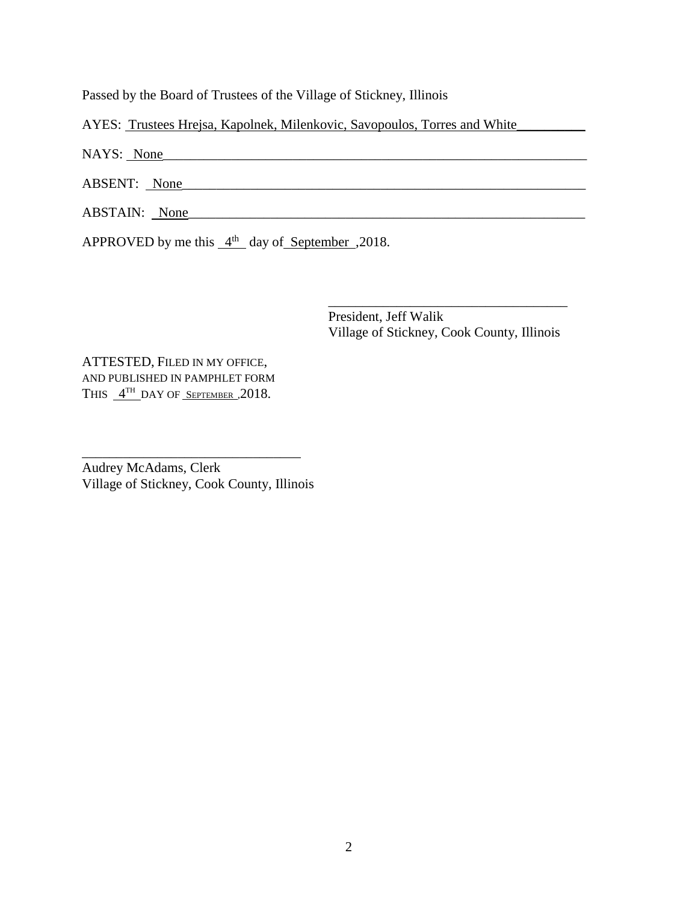Passed by the Board of Trustees of the Village of Stickney, Illinois

AYES: Trustees Hrejsa, Kapolnek, Milenkovic, Savopoulos, Torres and White

NAYS: None

ABSENT: None

ABSTAIN: None

APPROVED by me this 4th day of September, 2018.

\_\_\_\_\_\_\_\_\_\_\_\_\_\_\_\_\_\_\_\_\_\_\_\_\_\_\_\_\_\_\_\_\_\_\_
President, Jeff Walik
Village of Stickney, Cook County, Illinois

ATTESTED, FILED IN MY OFFICE,
AND PUBLISHED IN PAMPHLET FORM
THIS 4TH DAY OF SEPTEMBER, 2018.

\_\_\_\_\_\_\_\_\_\_\_\_\_\_\_\_\_\_\_\_\_\_\_\_\_\_\_\_\_\_\_\_\_\_\_
Audrey McAdams, Clerk
Village of Stickney, Cook County, Illinois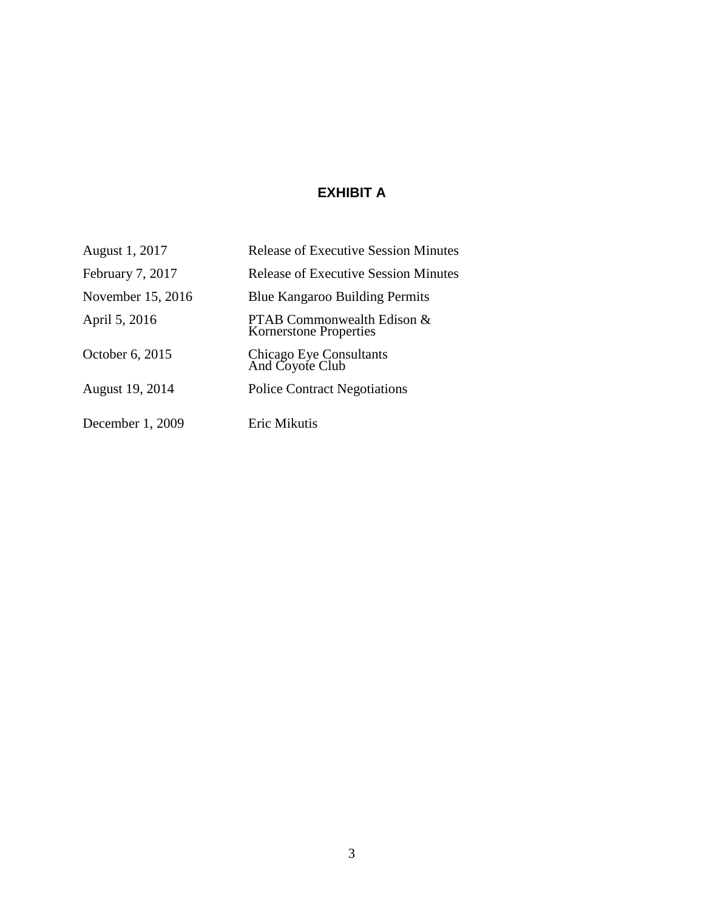# EXHIBIT A

| | |
|---|---|
| August 1, 2017 | Release of Executive Session Minutes |
| February 7, 2017 | Release of Executive Session Minutes |
| November 15, 2016 | Blue Kangaroo Building Permits |
| April 5, 2016 | PTAB Commonwealth Edison & Kornerstone Properties |
| October 6, 2015 | Chicago Eye Consultants And Coyote Club |
| August 19, 2014 | Police Contract Negotiations |
| December 1, 2009 | Eric Mikutis |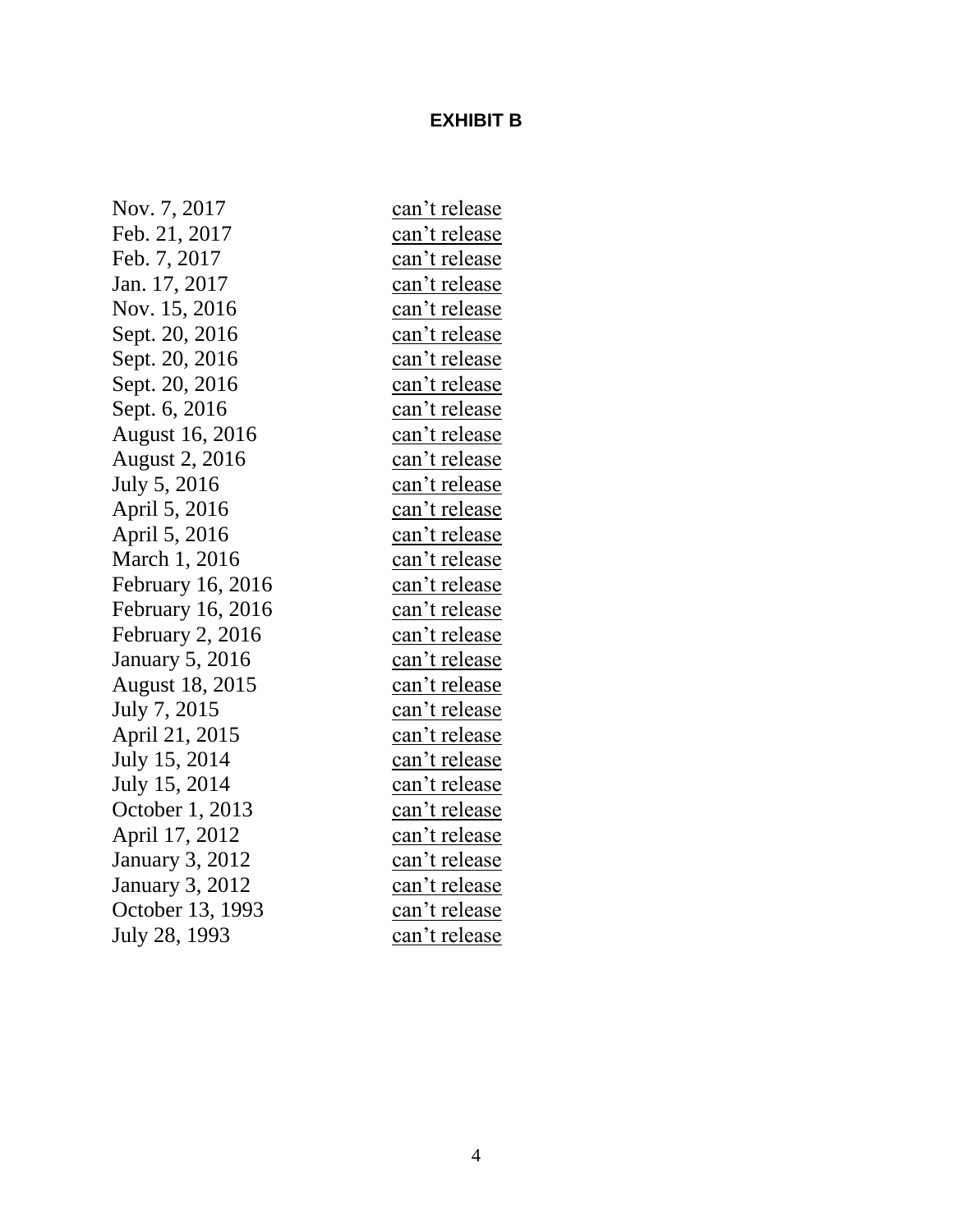**EXHIBIT B**

| | |
|---|---|
| Nov. 7, 2017 | can't release |
| Feb. 21, 2017 | can't release |
| Feb. 7, 2017 | can't release |
| Jan. 17, 2017 | can't release |
| Nov. 15, 2016 | can't release |
| Sept. 20, 2016 | can't release |
| Sept. 20, 2016 | can't release |
| Sept. 20, 2016 | can't release |
| Sept. 6, 2016 | can't release |
| August 16, 2016 | can't release |
| August 2, 2016 | can't release |
| July 5, 2016 | can't release |
| April 5, 2016 | can't release |
| April 5, 2016 | can't release |
| March 1, 2016 | can't release |
| February 16, 2016 | can't release |
| February 16, 2016 | can't release |
| February 2, 2016 | can't release |
| January 5, 2016 | can't release |
| August 18, 2015 | can't release |
| July 7, 2015 | can't release |
| April 21, 2015 | can't release |
| July 15, 2014 | can't release |
| July 15, 2014 | can't release |
| October 1, 2013 | can't release |
| April 17, 2012 | can't release |
| January 3, 2012 | can't release |
| January 3, 2012 | can't release |
| October 13, 1993 | can't release |
| July 28, 1993 | can't release |